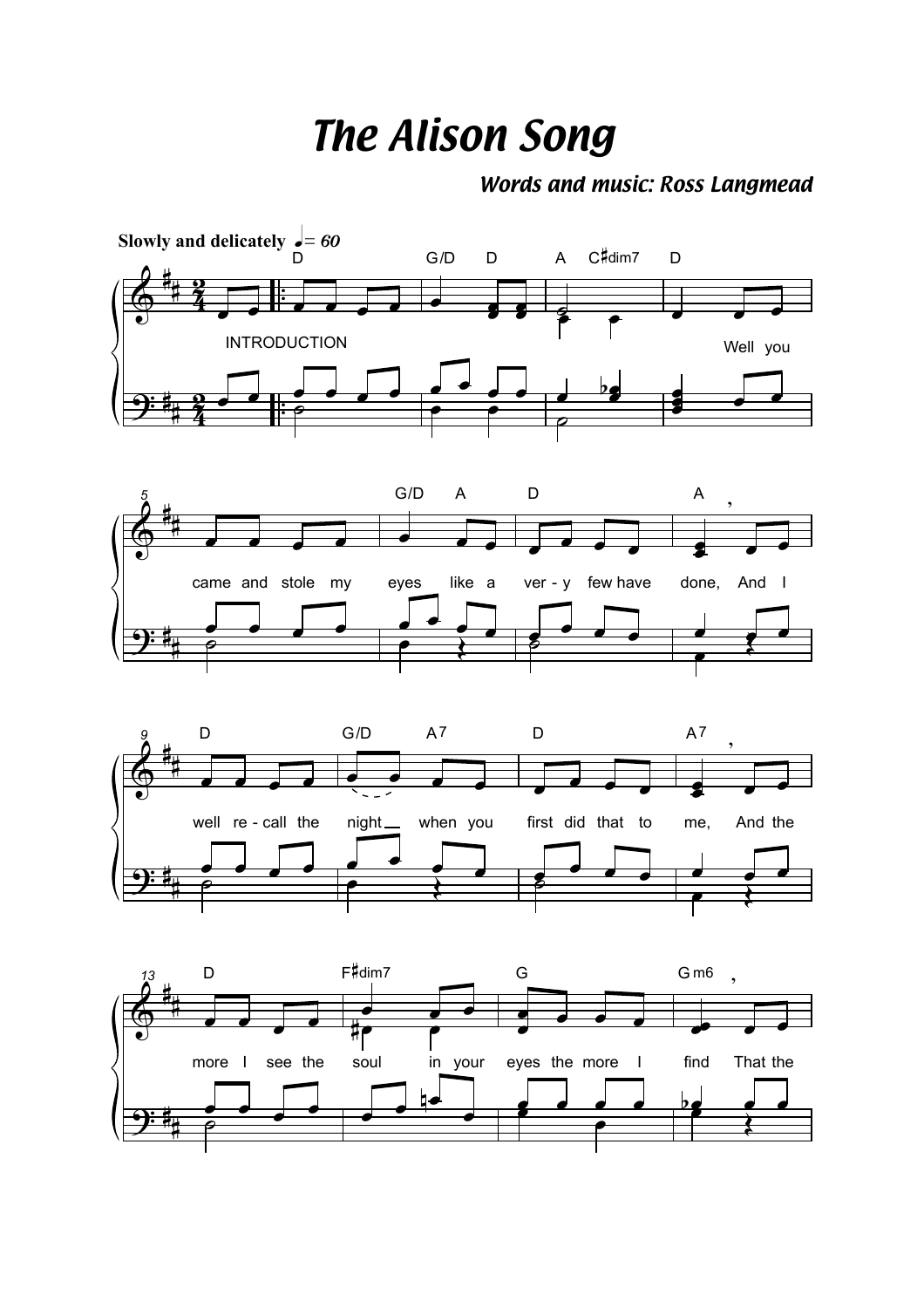# The Alison Song

***Words and music: Ross Langmead***

**Slowly and delicately** ♩ = 60

INTRODUCTION

Well you came and stole my eyes like a ver - y few have done, And I well re - call the night when you first did that to me, And the more I see the soul in your eyes the more I find That the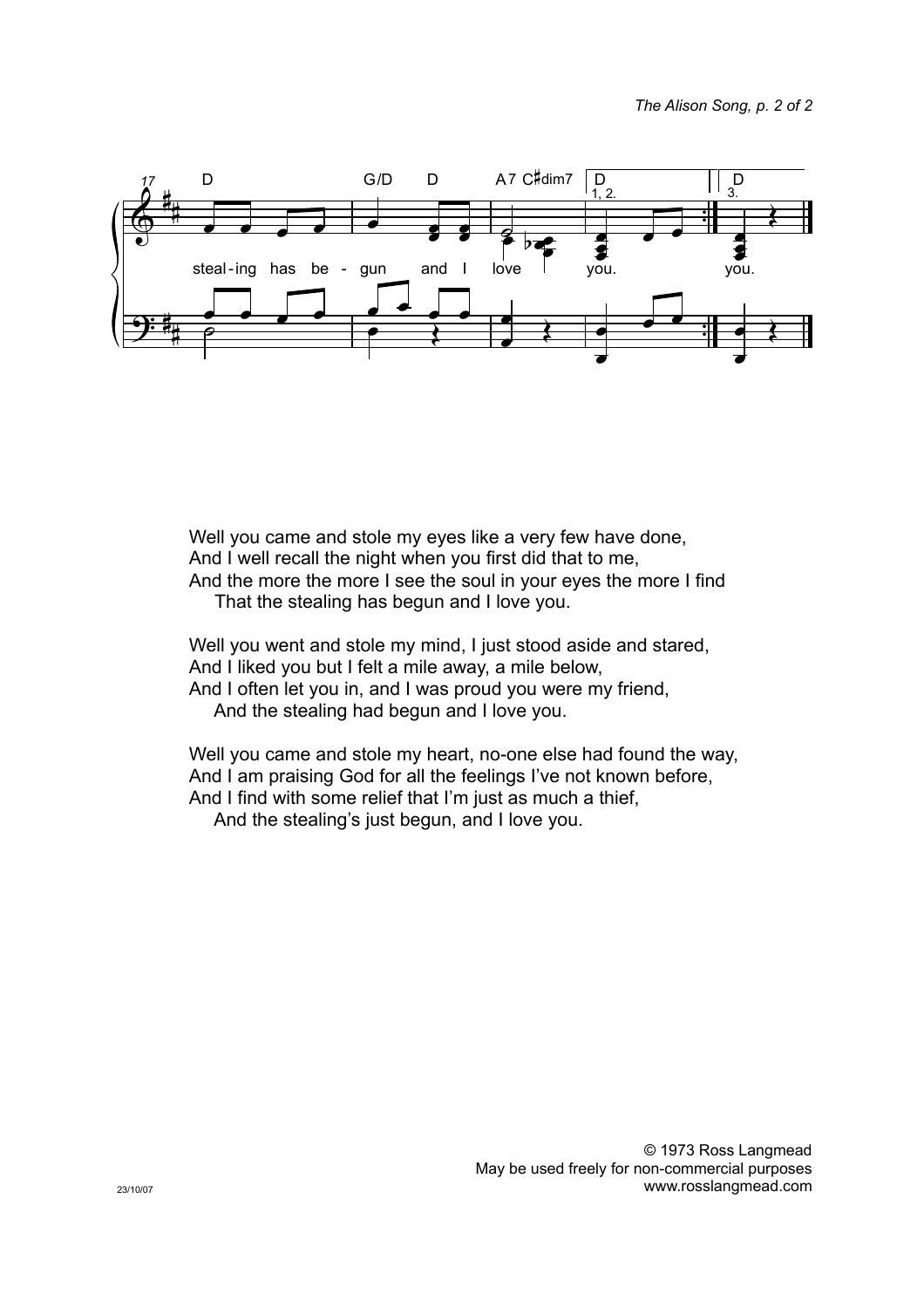Well you came and stole my eyes like a very few have done,
And I well recall the night when you first did that to me,
And the more the more I see the soul in your eyes the more I find
That the stealing has begun and I love you.

Well you went and stole my mind, I just stood aside and stared,
And I liked you but I felt a mile away, a mile below,
And I often let you in, and I was proud you were my friend,
And the stealing had begun and I love you.

Well you came and stole my heart, no-one else had found the way,
And I am praising God for all the feelings I've not known before,
And I find with some relief that I'm just as much a thief,
And the stealing's just begun, and I love you.

© 1973 Ross Langmead
May be used freely for non-commercial purposes
www.rosslangmead.com

23/10/07